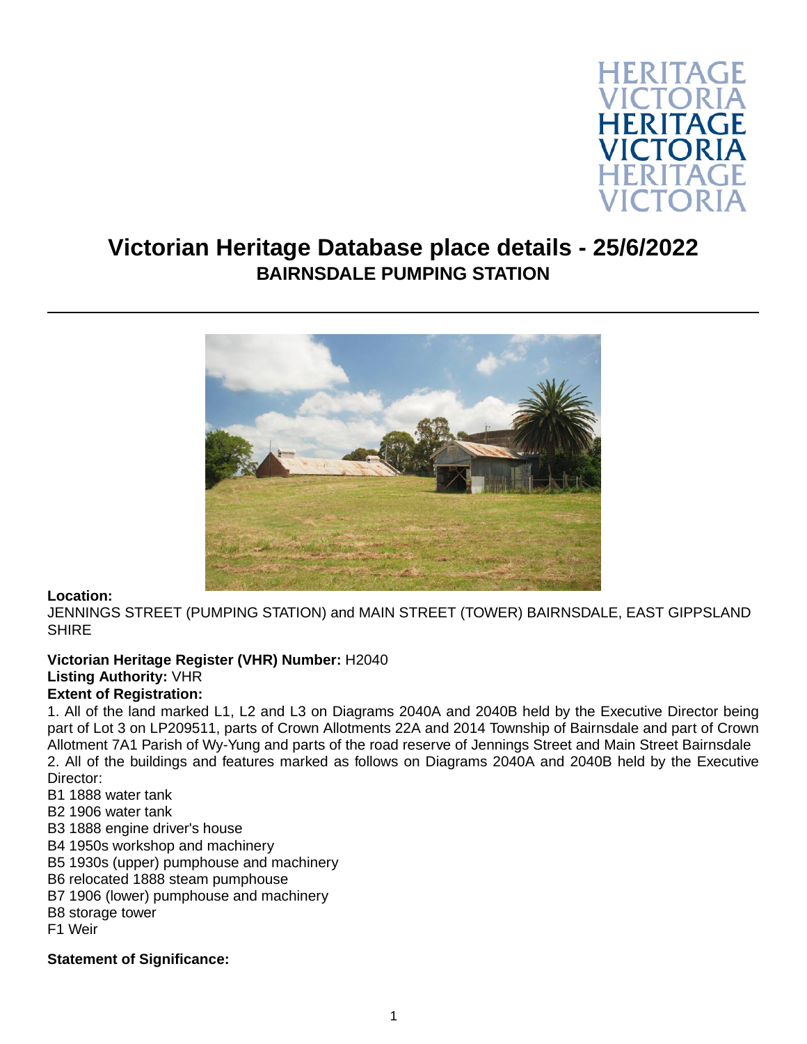# Victorian Heritage Database place details - 25/6/2022

## BAIRNSDALE PUMPING STATION

**Location:**

JENNINGS STREET (PUMPING STATION) and MAIN STREET (TOWER) BAIRNSDALE, EAST GIPPSLAND SHIRE

**Victorian Heritage Register (VHR) Number:** H2040

**Listing Authority:** VHR

**Extent of Registration:**

1. All of the land marked L1, L2 and L3 on Diagrams 2040A and 2040B held by the Executive Director being part of Lot 3 on LP209511, parts of Crown Allotments 22A and 2014 Township of Bairnsdale and part of Crown Allotment 7A1 Parish of Wy-Yung and parts of the road reserve of Jennings Street and Main Street Bairnsdale
2. All of the buildings and features marked as follows on Diagrams 2040A and 2040B held by the Executive Director:

B1 1888 water tank
B2 1906 water tank
B3 1888 engine driver's house
B4 1950s workshop and machinery
B5 1930s (upper) pumphouse and machinery
B6 relocated 1888 steam pumphouse
B7 1906 (lower) pumphouse and machinery
B8 storage tower
F1 Weir

**Statement of Significance:**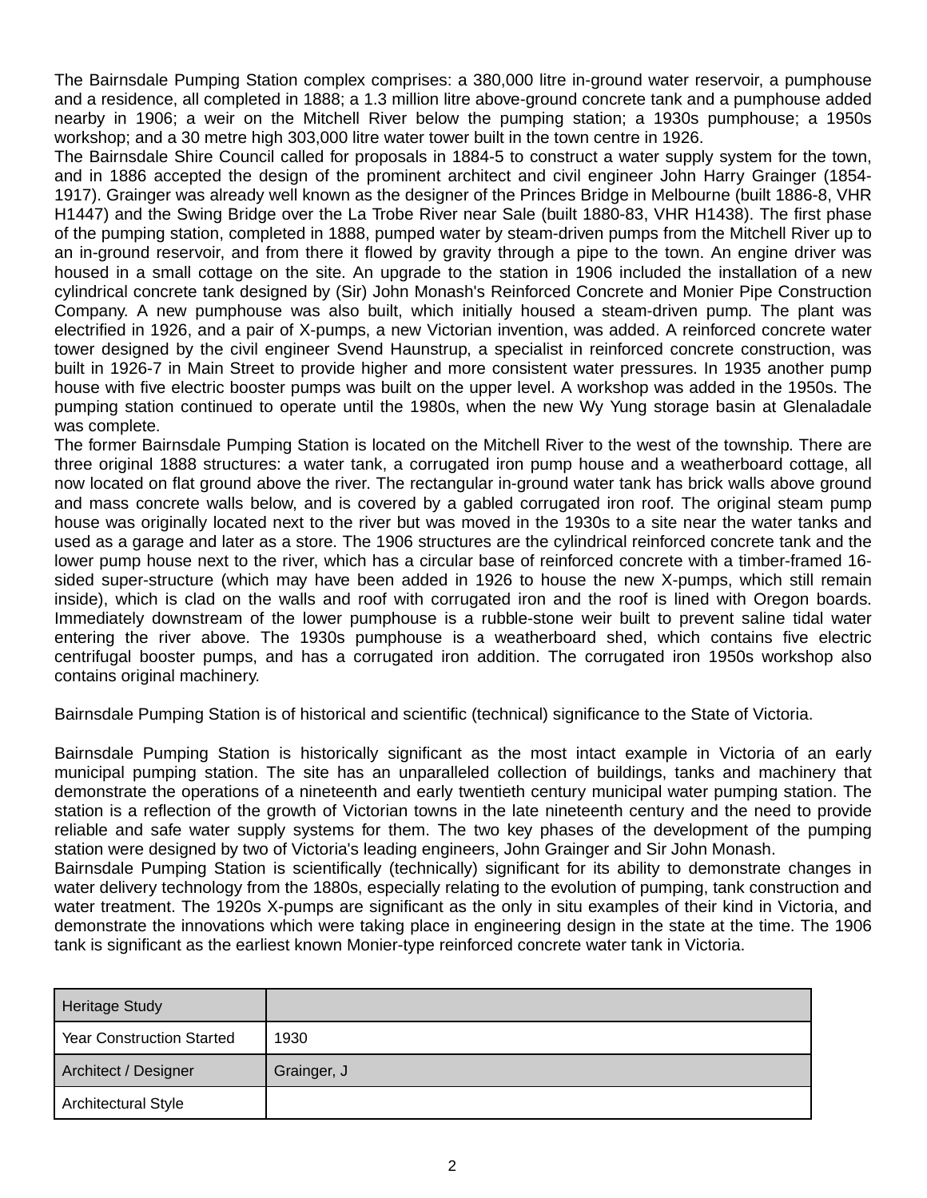The Bairnsdale Pumping Station complex comprises: a 380,000 litre in-ground water reservoir, a pumphouse and a residence, all completed in 1888; a 1.3 million litre above-ground concrete tank and a pumphouse added nearby in 1906; a weir on the Mitchell River below the pumping station; a 1930s pumphouse; a 1950s workshop; and a 30 metre high 303,000 litre water tower built in the town centre in 1926.

The Bairnsdale Shire Council called for proposals in 1884-5 to construct a water supply system for the town, and in 1886 accepted the design of the prominent architect and civil engineer John Harry Grainger (1854-1917). Grainger was already well known as the designer of the Princes Bridge in Melbourne (built 1886-8, VHR H1447) and the Swing Bridge over the La Trobe River near Sale (built 1880-83, VHR H1438). The first phase of the pumping station, completed in 1888, pumped water by steam-driven pumps from the Mitchell River up to an in-ground reservoir, and from there it flowed by gravity through a pipe to the town. An engine driver was housed in a small cottage on the site. An upgrade to the station in 1906 included the installation of a new cylindrical concrete tank designed by (Sir) John Monash's Reinforced Concrete and Monier Pipe Construction Company. A new pumphouse was also built, which initially housed a steam-driven pump. The plant was electrified in 1926, and a pair of X-pumps, a new Victorian invention, was added. A reinforced concrete water tower designed by the civil engineer Svend Haunstrup, a specialist in reinforced concrete construction, was built in 1926-7 in Main Street to provide higher and more consistent water pressures. In 1935 another pump house with five electric booster pumps was built on the upper level. A workshop was added in the 1950s. The pumping station continued to operate until the 1980s, when the new Wy Yung storage basin at Glenaladale was complete.

The former Bairnsdale Pumping Station is located on the Mitchell River to the west of the township. There are three original 1888 structures: a water tank, a corrugated iron pump house and a weatherboard cottage, all now located on flat ground above the river. The rectangular in-ground water tank has brick walls above ground and mass concrete walls below, and is covered by a gabled corrugated iron roof. The original steam pump house was originally located next to the river but was moved in the 1930s to a site near the water tanks and used as a garage and later as a store. The 1906 structures are the cylindrical reinforced concrete tank and the lower pump house next to the river, which has a circular base of reinforced concrete with a timber-framed 16-sided super-structure (which may have been added in 1926 to house the new X-pumps, which still remain inside), which is clad on the walls and roof with corrugated iron and the roof is lined with Oregon boards. Immediately downstream of the lower pumphouse is a rubble-stone weir built to prevent saline tidal water entering the river above. The 1930s pumphouse is a weatherboard shed, which contains five electric centrifugal booster pumps, and has a corrugated iron addition. The corrugated iron 1950s workshop also contains original machinery.

Bairnsdale Pumping Station is of historical and scientific (technical) significance to the State of Victoria.

Bairnsdale Pumping Station is historically significant as the most intact example in Victoria of an early municipal pumping station. The site has an unparalleled collection of buildings, tanks and machinery that demonstrate the operations of a nineteenth and early twentieth century municipal water pumping station. The station is a reflection of the growth of Victorian towns in the late nineteenth century and the need to provide reliable and safe water supply systems for them. The two key phases of the development of the pumping station were designed by two of Victoria's leading engineers, John Grainger and Sir John Monash.

Bairnsdale Pumping Station is scientifically (technically) significant for its ability to demonstrate changes in water delivery technology from the 1880s, especially relating to the evolution of pumping, tank construction and water treatment. The 1920s X-pumps are significant as the only in situ examples of their kind in Victoria, and demonstrate the innovations which were taking place in engineering design in the state at the time. The 1906 tank is significant as the earliest known Monier-type reinforced concrete water tank in Victoria.

| Heritage Study | |
|---|---|
| Year Construction Started | 1930 |
| Architect / Designer | Grainger, J |
| Architectural Style | |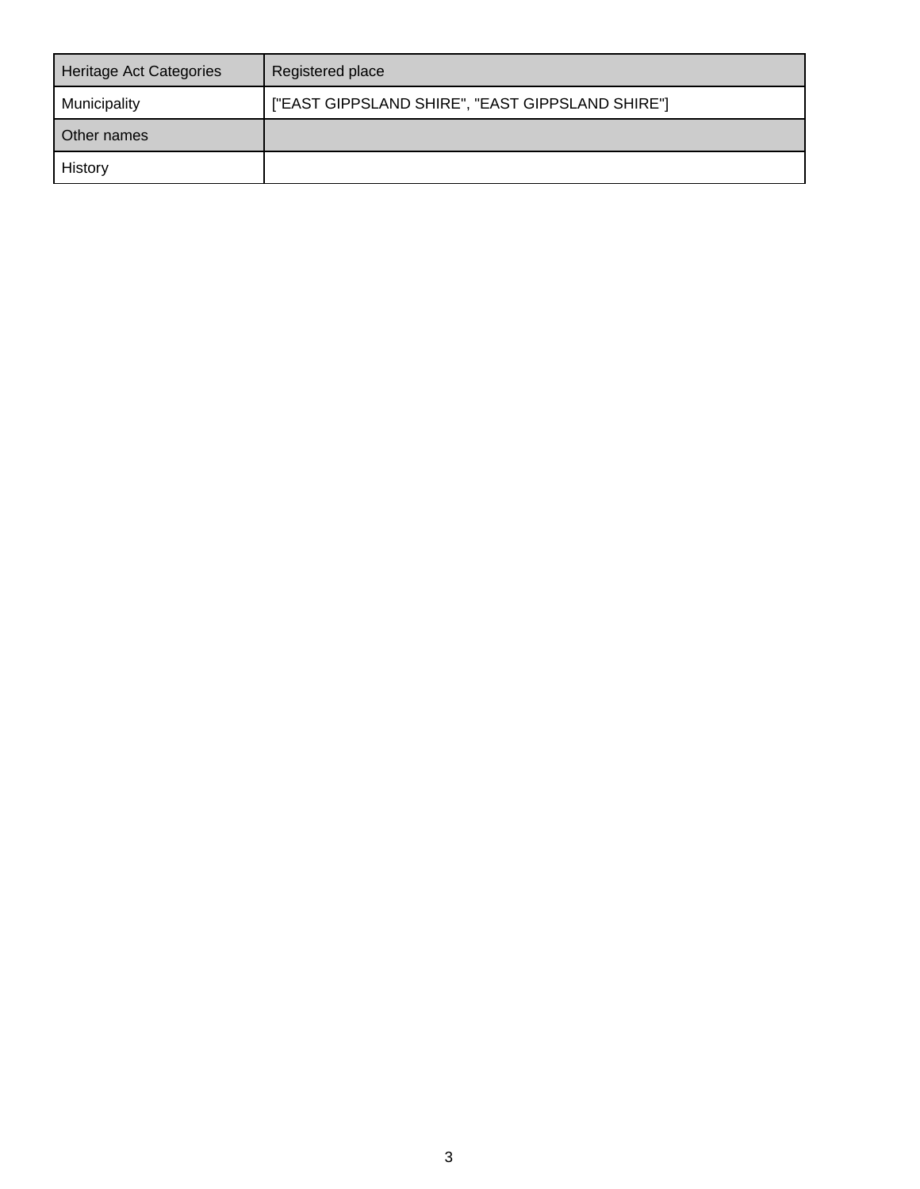| | |
|---|---|
| Heritage Act Categories | Registered place |
| Municipality | ["EAST GIPPSLAND SHIRE", "EAST GIPPSLAND SHIRE"] |
| Other names | |
| History | |